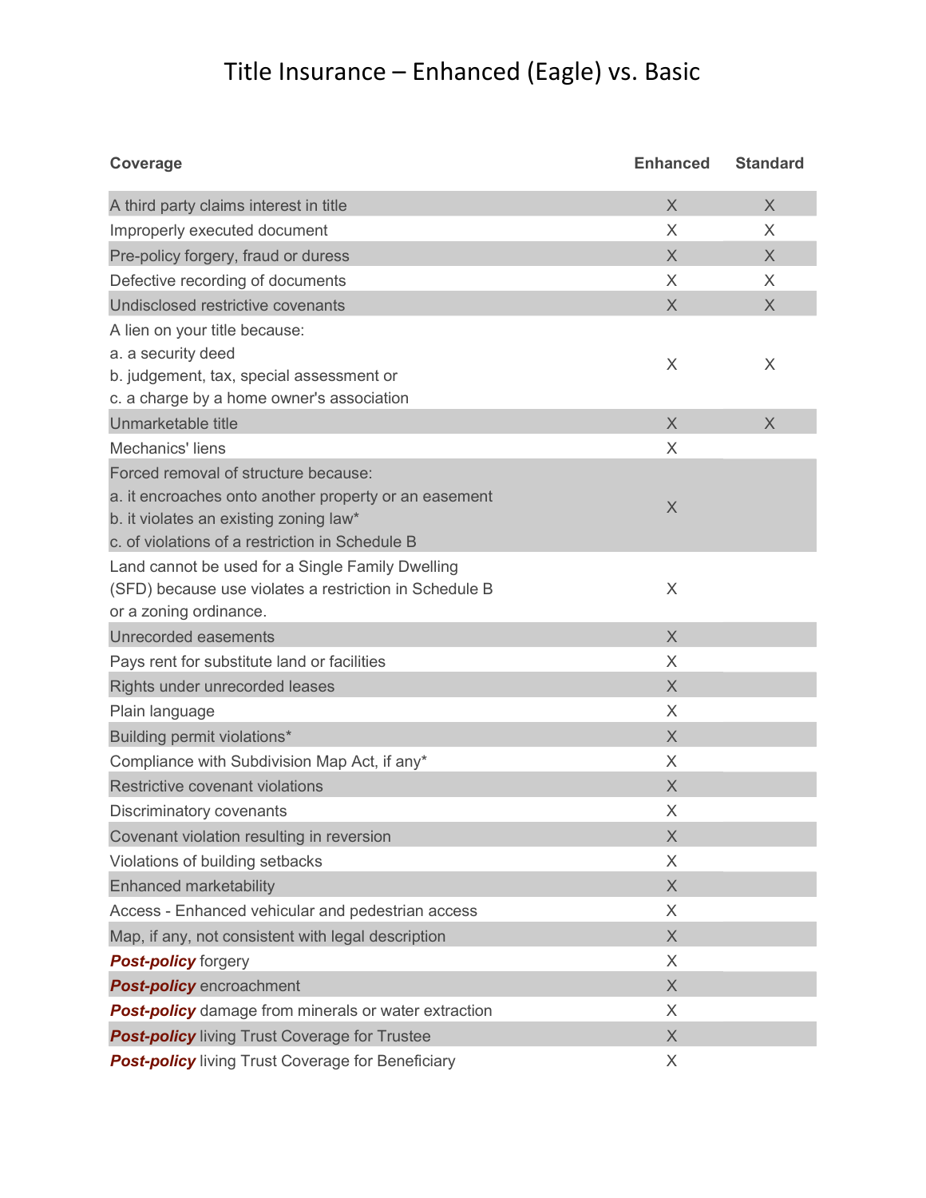# Title Insurance – Enhanced (Eagle) vs. Basic

| Coverage | Enhanced | Standard |
|---|---|---|
| A third party claims interest in title | X | X |
| Improperly executed document | X | X |
| Pre-policy forgery, fraud or duress | X | X |
| Defective recording of documents | X | X |
| Undisclosed restrictive covenants | X | X |
| A lien on your title because:<br>a. a security deed<br>b. judgement, tax, special assessment or<br>c. a charge by a home owner's association | X | X |
| Unmarketable title | X | X |
| Mechanics' liens | X | |
| Forced removal of structure because:<br>a. it encroaches onto another property or an easement<br>b. it violates an existing zoning law*<br>c. of violations of a restriction in Schedule B | X | |
| Land cannot be used for a Single Family Dwelling (SFD) because use violates a restriction in Schedule B or a zoning ordinance. | X | |
| Unrecorded easements | X | |
| Pays rent for substitute land or facilities | X | |
| Rights under unrecorded leases | X | |
| Plain language | X | |
| Building permit violations* | X | |
| Compliance with Subdivision Map Act, if any* | X | |
| Restrictive covenant violations | X | |
| Discriminatory covenants | X | |
| Covenant violation resulting in reversion | X | |
| Violations of building setbacks | X | |
| Enhanced marketability | X | |
| Access - Enhanced vehicular and pedestrian access | X | |
| Map, if any, not consistent with legal description | X | |
| ***Post-policy*** forgery | X | |
| ***Post-policy*** encroachment | X | |
| ***Post-policy*** damage from minerals or water extraction | X | |
| ***Post-policy*** living Trust Coverage for Trustee | X | |
| ***Post-policy*** living Trust Coverage for Beneficiary | X | |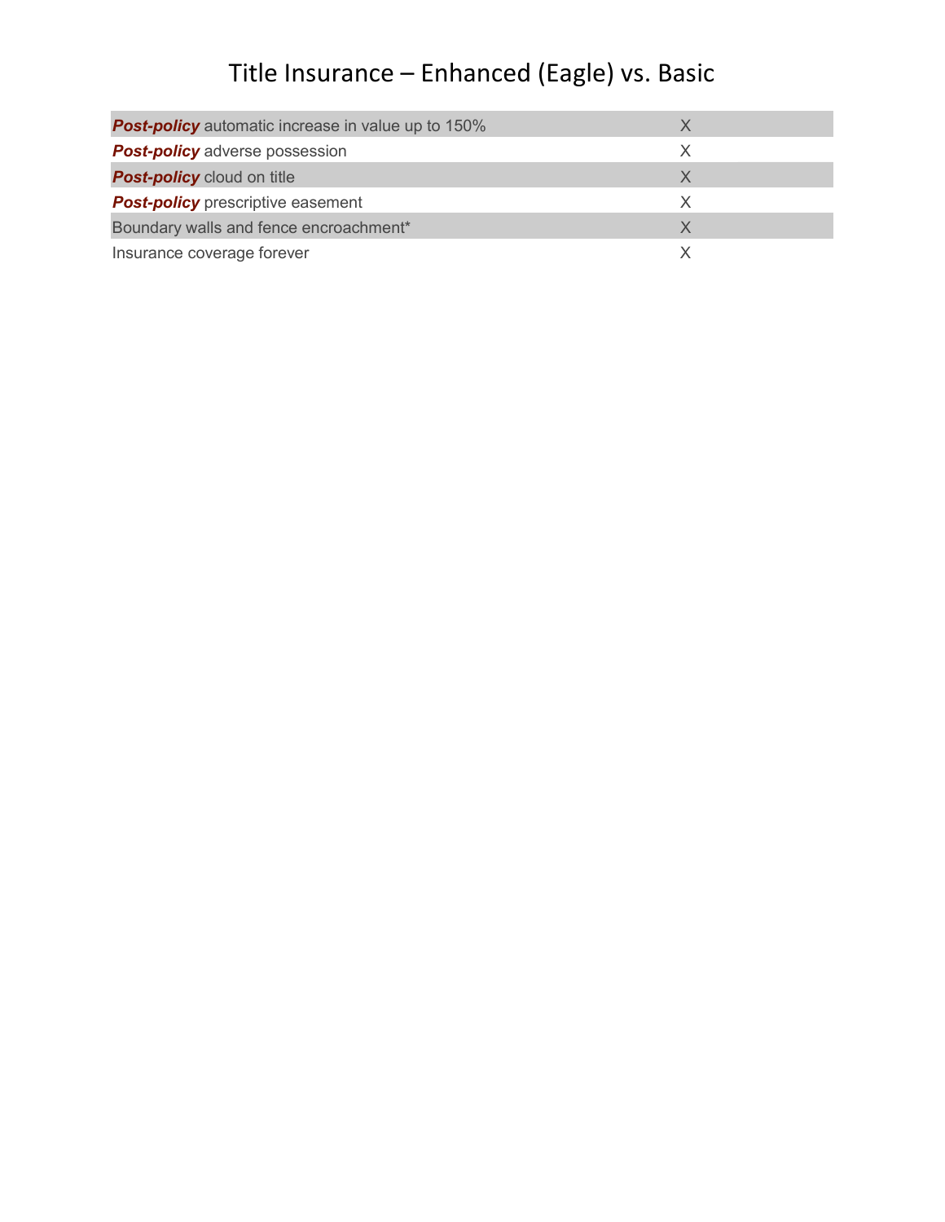# Title Insurance – Enhanced (Eagle) vs. Basic

| | |
|---|---|
| ***Post-policy*** automatic increase in value up to 150% | X |
| ***Post-policy*** adverse possession | X |
| ***Post-policy*** cloud on title | X |
| ***Post-policy*** prescriptive easement | X |
| Boundary walls and fence encroachment* | X |
| Insurance coverage forever | X |